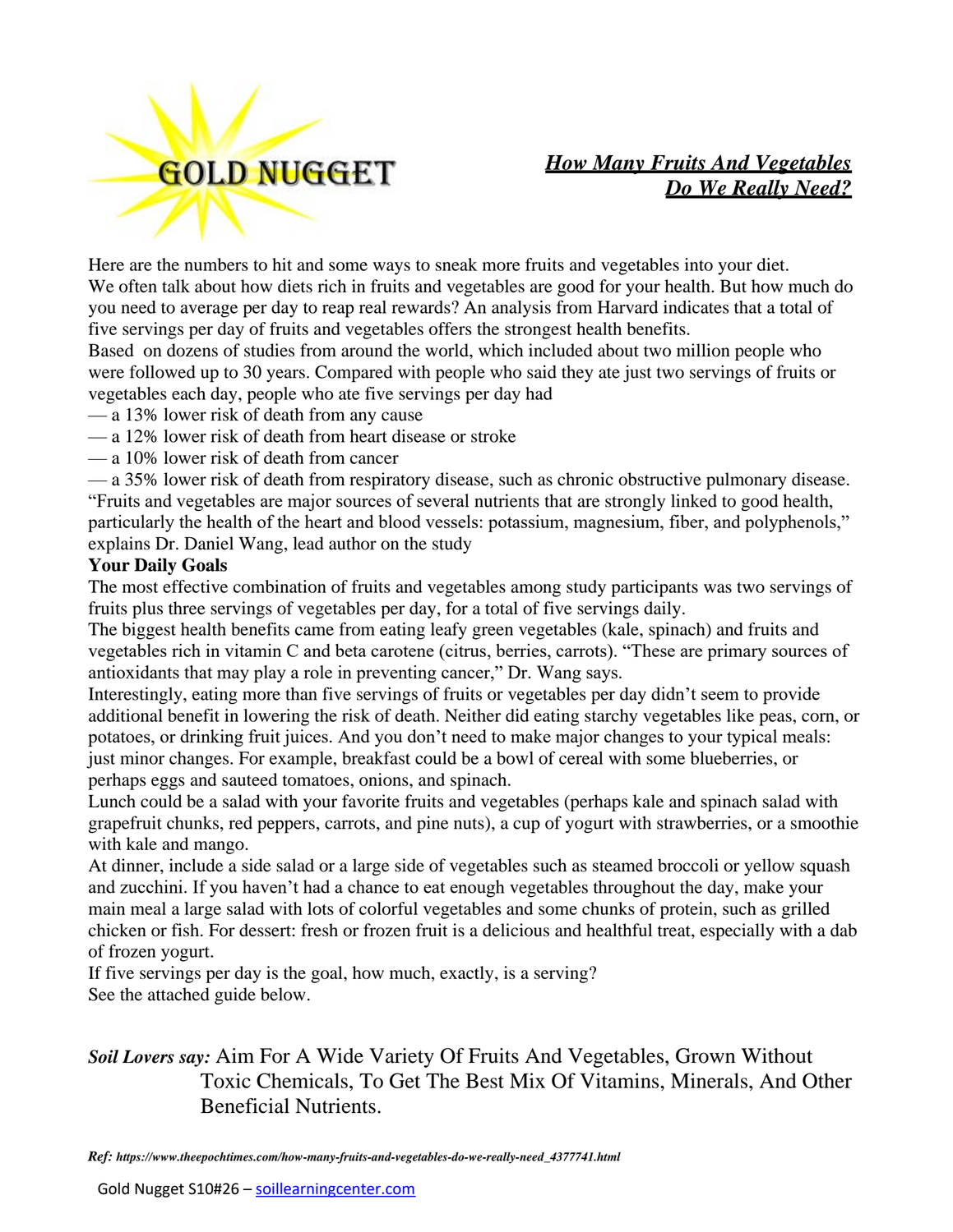**GOLD NUGGET**

# ***How Many Fruits And Vegetables Do We Really Need?***

Here are the numbers to hit and some ways to sneak more fruits and vegetables into your diet.
We often talk about how diets rich in fruits and vegetables are good for your health. But how much do you need to average per day to reap real rewards? An analysis from Harvard indicates that a total of five servings per day of fruits and vegetables offers the strongest health benefits.
Based on dozens of studies from around the world, which included about two million people who were followed up to 30 years. Compared with people who said they ate just two servings of fruits or vegetables each day, people who ate five servings per day had

— a 13% lower risk of death from any cause
— a 12% lower risk of death from heart disease or stroke
— a 10% lower risk of death from cancer
— a 35% lower risk of death from respiratory disease, such as chronic obstructive pulmonary disease.

"Fruits and vegetables are major sources of several nutrients that are strongly linked to good health, particularly the health of the heart and blood vessels: potassium, magnesium, fiber, and polyphenols," explains Dr. Daniel Wang, lead author on the study

**Your Daily Goals**

The most effective combination of fruits and vegetables among study participants was two servings of fruits plus three servings of vegetables per day, for a total of five servings daily.
The biggest health benefits came from eating leafy green vegetables (kale, spinach) and fruits and vegetables rich in vitamin C and beta carotene (citrus, berries, carrots). "These are primary sources of antioxidants that may play a role in preventing cancer," Dr. Wang says.
Interestingly, eating more than five servings of fruits or vegetables per day didn't seem to provide additional benefit in lowering the risk of death. Neither did eating starchy vegetables like peas, corn, or potatoes, or drinking fruit juices. And you don't need to make major changes to your typical meals: just minor changes. For example, breakfast could be a bowl of cereal with some blueberries, or perhaps eggs and sauteed tomatoes, onions, and spinach.
Lunch could be a salad with your favorite fruits and vegetables (perhaps kale and spinach salad with grapefruit chunks, red peppers, carrots, and pine nuts), a cup of yogurt with strawberries, or a smoothie with kale and mango.
At dinner, include a side salad or a large side of vegetables such as steamed broccoli or yellow squash and zucchini. If you haven't had a chance to eat enough vegetables throughout the day, make your main meal a large salad with lots of colorful vegetables and some chunks of protein, such as grilled chicken or fish. For dessert: fresh or frozen fruit is a delicious and healthful treat, especially with a dab of frozen yogurt.
If five servings per day is the goal, how much, exactly, is a serving?
See the attached guide below.

***Soil Lovers say:*** Aim For A Wide Variety Of Fruits And Vegetables, Grown Without Toxic Chemicals, To Get The Best Mix Of Vitamins, Minerals, And Other Beneficial Nutrients.

***Ref:*** *https://www.theepochtimes.com/how-many-fruits-and-vegetables-do-we-really-need_4377741.html*

Gold Nugget S10#26 – soillearningcenter.com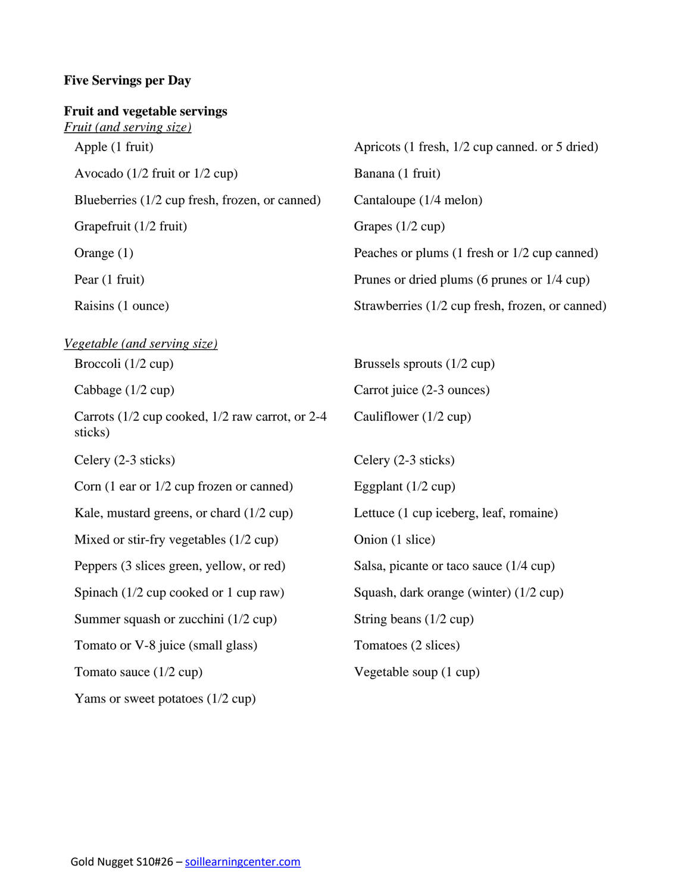**Five Servings per Day**

**Fruit and vegetable servings**

*Fruit (and serving size)*

- Apple (1 fruit)
- Apricots (1 fresh, 1/2 cup canned. or 5 dried)
- Avocado (1/2 fruit or 1/2 cup)
- Banana (1 fruit)
- Blueberries (1/2 cup fresh, frozen, or canned)
- Cantaloupe (1/4 melon)
- Grapefruit (1/2 fruit)
- Grapes (1/2 cup)
- Orange (1)
- Peaches or plums (1 fresh or 1/2 cup canned)
- Pear (1 fruit)
- Prunes or dried plums (6 prunes or 1/4 cup)
- Raisins (1 ounce)
- Strawberries (1/2 cup fresh, frozen, or canned)

*Vegetable (and serving size)*

- Broccoli (1/2 cup)
- Brussels sprouts (1/2 cup)
- Cabbage (1/2 cup)
- Carrot juice (2-3 ounces)
- Carrots (1/2 cup cooked, 1/2 raw carrot, or 2-4 sticks)
- Cauliflower (1/2 cup)
- Celery (2-3 sticks)
- Celery (2-3 sticks)
- Corn (1 ear or 1/2 cup frozen or canned)
- Eggplant (1/2 cup)
- Kale, mustard greens, or chard (1/2 cup)
- Lettuce (1 cup iceberg, leaf, romaine)
- Mixed or stir-fry vegetables (1/2 cup)
- Onion (1 slice)
- Peppers (3 slices green, yellow, or red)
- Salsa, picante or taco sauce (1/4 cup)
- Spinach (1/2 cup cooked or 1 cup raw)
- Squash, dark orange (winter) (1/2 cup)
- Summer squash or zucchini (1/2 cup)
- String beans (1/2 cup)
- Tomato or V-8 juice (small glass)
- Tomatoes (2 slices)
- Tomato sauce (1/2 cup)
- Vegetable soup (1 cup)
- Yams or sweet potatoes (1/2 cup)